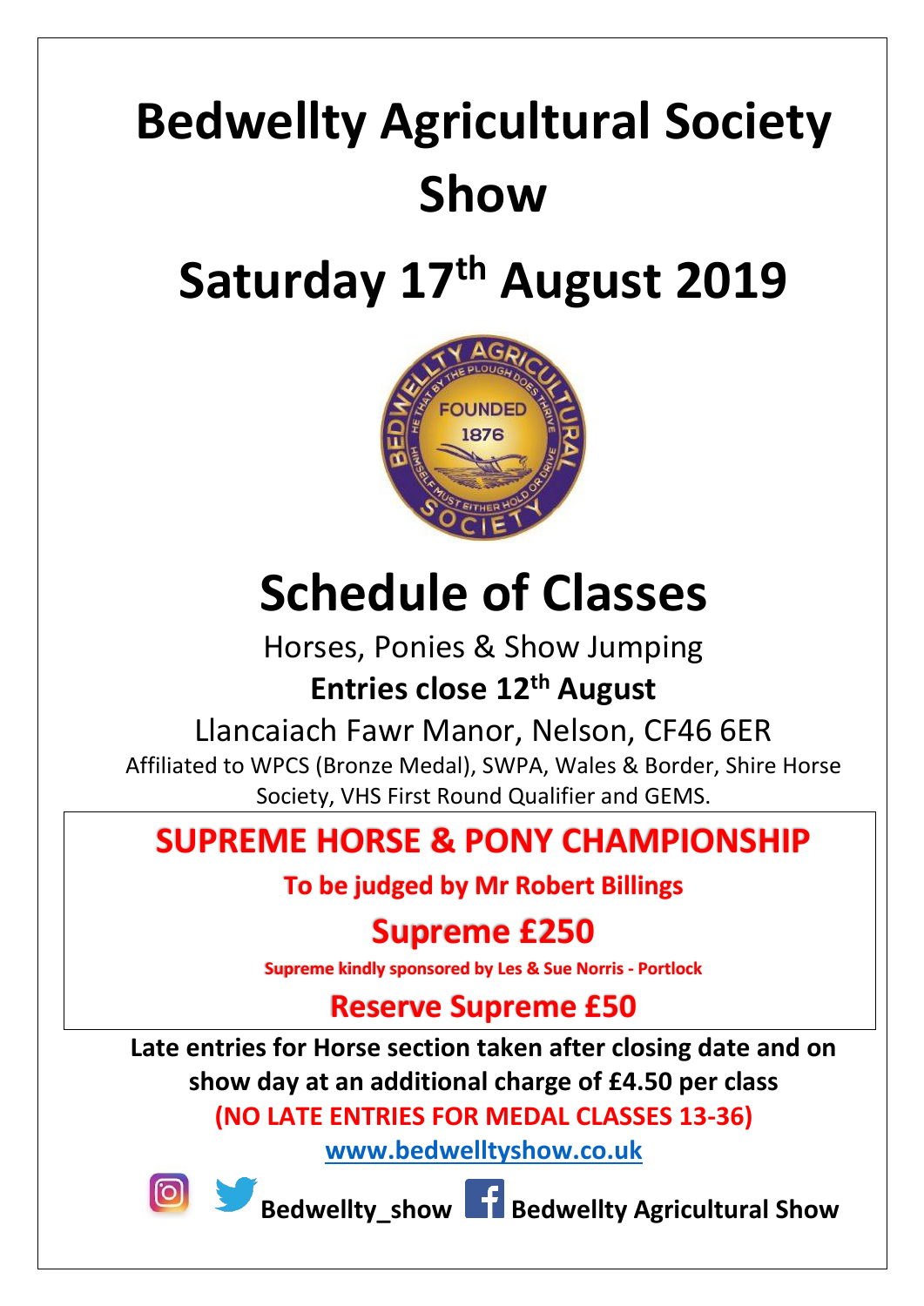# Bedwellty Agricultural Society Show

# Saturday 17th August 2019

# Schedule of Classes

Horses, Ponies & Show Jumping

**Entries close 12th August**

Llancaiach Fawr Manor, Nelson, CF46 6ER

Affiliated to WPCS (Bronze Medal), SWPA, Wales & Border, Shire Horse Society, VHS First Round Qualifier and GEMS.

## SUPREME HORSE & PONY CHAMPIONSHIP

**To be judged by Mr Robert Billings**

**Supreme £250**

**Supreme kindly sponsored by Les & Sue Norris - Portlock**

**Reserve Supreme £50**

**Late entries for Horse section taken after closing date and on show day at an additional charge of £4.50 per class**

**(NO LATE ENTRIES FOR MEDAL CLASSES 13-36)**

**www.bedwelltyshow.co.uk**

**Bedwellty_show** **Bedwellty Agricultural Show**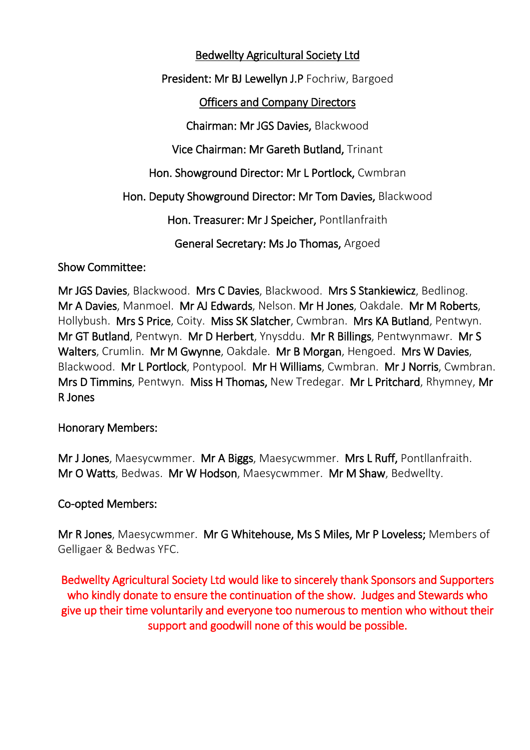# Bedwellty Agricultural Society Ltd

**President: Mr BJ Lewellyn J.P** Fochriw, Bargoed

## Officers and Company Directors

**Chairman: Mr JGS Davies,** Blackwood

**Vice Chairman: Mr Gareth Butland,** Trinant

**Hon. Showground Director: Mr L Portlock,** Cwmbran

**Hon. Deputy Showground Director: Mr Tom Davies,** Blackwood

**Hon. Treasurer: Mr J Speicher,** Pontllanfraith

**General Secretary: Ms Jo Thomas,** Argoed

**Show Committee:**

**Mr JGS Davies**, Blackwood. **Mrs C Davies**, Blackwood. **Mrs S Stankiewicz**, Bedlinog. **Mr A Davies**, Manmoel. **Mr AJ Edwards**, Nelson. **Mr H Jones**, Oakdale. **Mr M Roberts**, Hollybush. **Mrs S Price**, Coity. **Miss SK Slatcher**, Cwmbran. **Mrs KA Butland**, Pentwyn. **Mr GT Butland**, Pentwyn. **Mr D Herbert**, Ynysddu. **Mr R Billings**, Pentwynmawr. **Mr S Walters**, Crumlin. **Mr M Gwynne**, Oakdale. **Mr B Morgan**, Hengoed. **Mrs W Davies**, Blackwood. **Mr L Portlock**, Pontypool. **Mr H Williams**, Cwmbran. **Mr J Norris**, Cwmbran. **Mrs D Timmins**, Pentwyn. **Miss H Thomas,** New Tredegar. **Mr L Pritchard**, Rhymney, **Mr R Jones**

**Honorary Members:**

**Mr J Jones**, Maesycwmmer. **Mr A Biggs**, Maesycwmmer. **Mrs L Ruff,** Pontllanfraith. **Mr O Watts**, Bedwas. **Mr W Hodson**, Maesycwmmer. **Mr M Shaw**, Bedwellty.

**Co-opted Members:**

**Mr R Jones**, Maesycwmmer. **Mr G Whitehouse, Ms S Miles, Mr P Loveless;** Members of Gelligaer & Bedwas YFC.

Bedwellty Agricultural Society Ltd would like to sincerely thank Sponsors and Supporters who kindly donate to ensure the continuation of the show. Judges and Stewards who give up their time voluntarily and everyone too numerous to mention who without their support and goodwill none of this would be possible.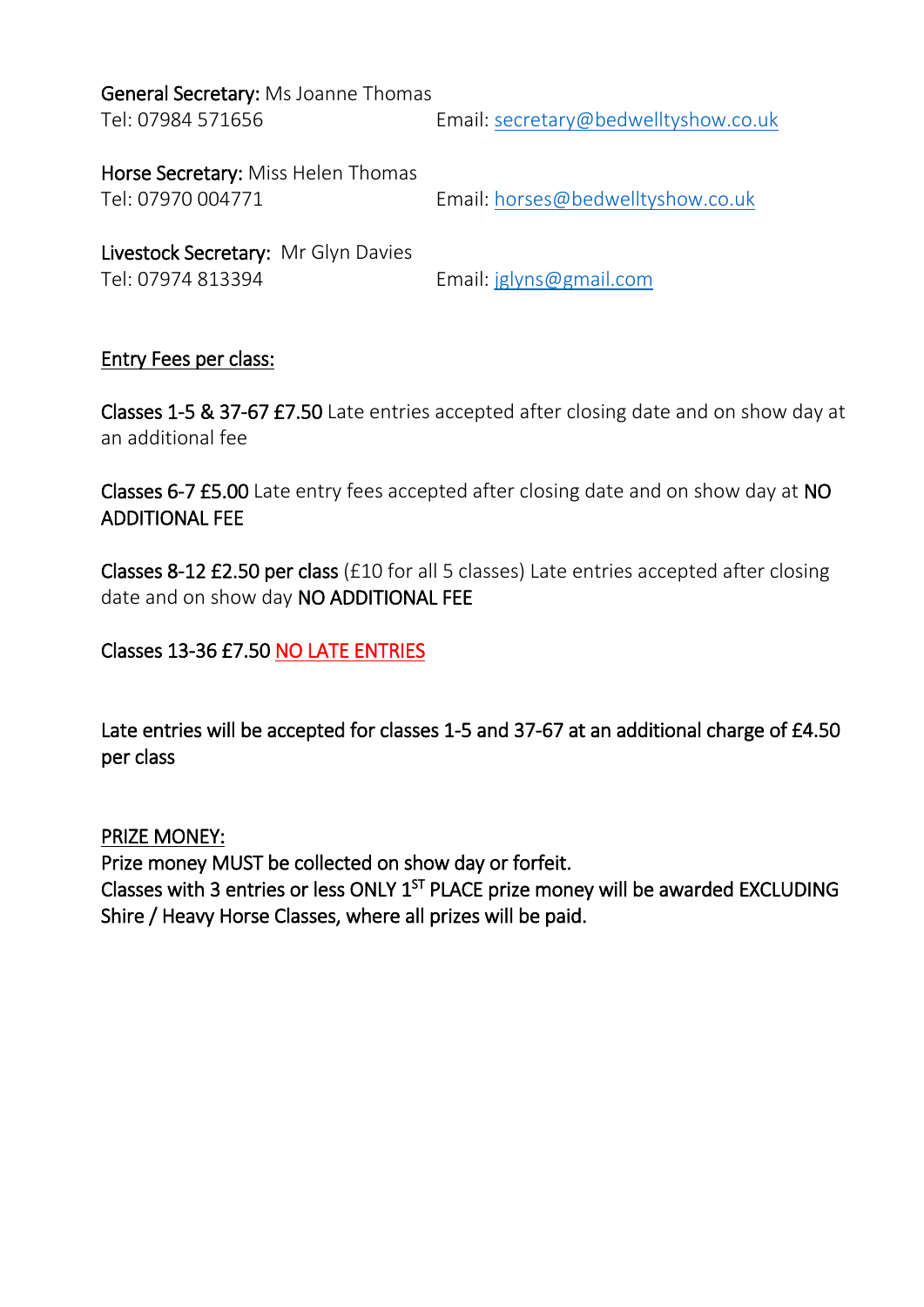**General Secretary:** Ms Joanne Thomas
Tel: 07984 571656 Email: secretary@bedwelltyshow.co.uk

**Horse Secretary:** Miss Helen Thomas
Tel: 07970 004771 Email: horses@bedwelltyshow.co.uk

**Livestock Secretary:** Mr Glyn Davies
Tel: 07974 813394 Email: jglyns@gmail.com

**Entry Fees per class:**

**Classes 1-5 & 37-67 £7.50** Late entries accepted after closing date and on show day at an additional fee

**Classes 6-7 £5.00** Late entry fees accepted after closing date and on show day at **NO ADDITIONAL FEE**

**Classes 8-12 £2.50 per class** (£10 for all 5 classes) Late entries accepted after closing date and on show day **NO ADDITIONAL FEE**

**Classes 13-36 £7.50** **NO LATE ENTRIES**

**Late entries will be accepted for classes 1-5 and 37-67 at an additional charge of £4.50 per class**

**PRIZE MONEY:**
**Prize money MUST be collected on show day or forfeit.**
**Classes with 3 entries or less ONLY 1ST PLACE prize money will be awarded EXCLUDING Shire / Heavy Horse Classes, where all prizes will be paid.**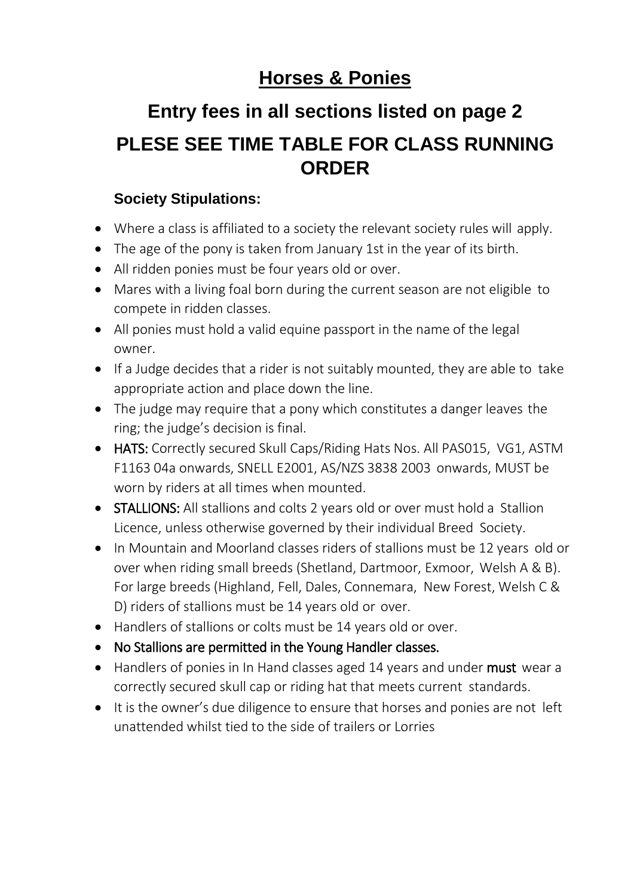# Horses & Ponies

## Entry fees in all sections listed on page 2

## PLESE SEE TIME TABLE FOR CLASS RUNNING ORDER

### Society Stipulations:

- Where a class is affiliated to a society the relevant society rules will apply.
- The age of the pony is taken from January 1st in the year of its birth.
- All ridden ponies must be four years old or over.
- Mares with a living foal born during the current season are not eligible to compete in ridden classes.
- All ponies must hold a valid equine passport in the name of the legal owner.
- If a Judge decides that a rider is not suitably mounted, they are able to take appropriate action and place down the line.
- The judge may require that a pony which constitutes a danger leaves the ring; the judge's decision is final.
- **HATS:** Correctly secured Skull Caps/Riding Hats Nos. All PAS015, VG1, ASTM F1163 04a onwards, SNELL E2001, AS/NZS 3838 2003 onwards, MUST be worn by riders at all times when mounted.
- **STALLIONS:** All stallions and colts 2 years old or over must hold a Stallion Licence, unless otherwise governed by their individual Breed Society.
- In Mountain and Moorland classes riders of stallions must be 12 years old or over when riding small breeds (Shetland, Dartmoor, Exmoor, Welsh A & B). For large breeds (Highland, Fell, Dales, Connemara, New Forest, Welsh C & D) riders of stallions must be 14 years old or over.
- Handlers of stallions or colts must be 14 years old or over.
- **No Stallions are permitted in the Young Handler classes.**
- Handlers of ponies in In Hand classes aged 14 years and under **must** wear a correctly secured skull cap or riding hat that meets current standards.
- It is the owner's due diligence to ensure that horses and ponies are not left unattended whilst tied to the side of trailers or Lorries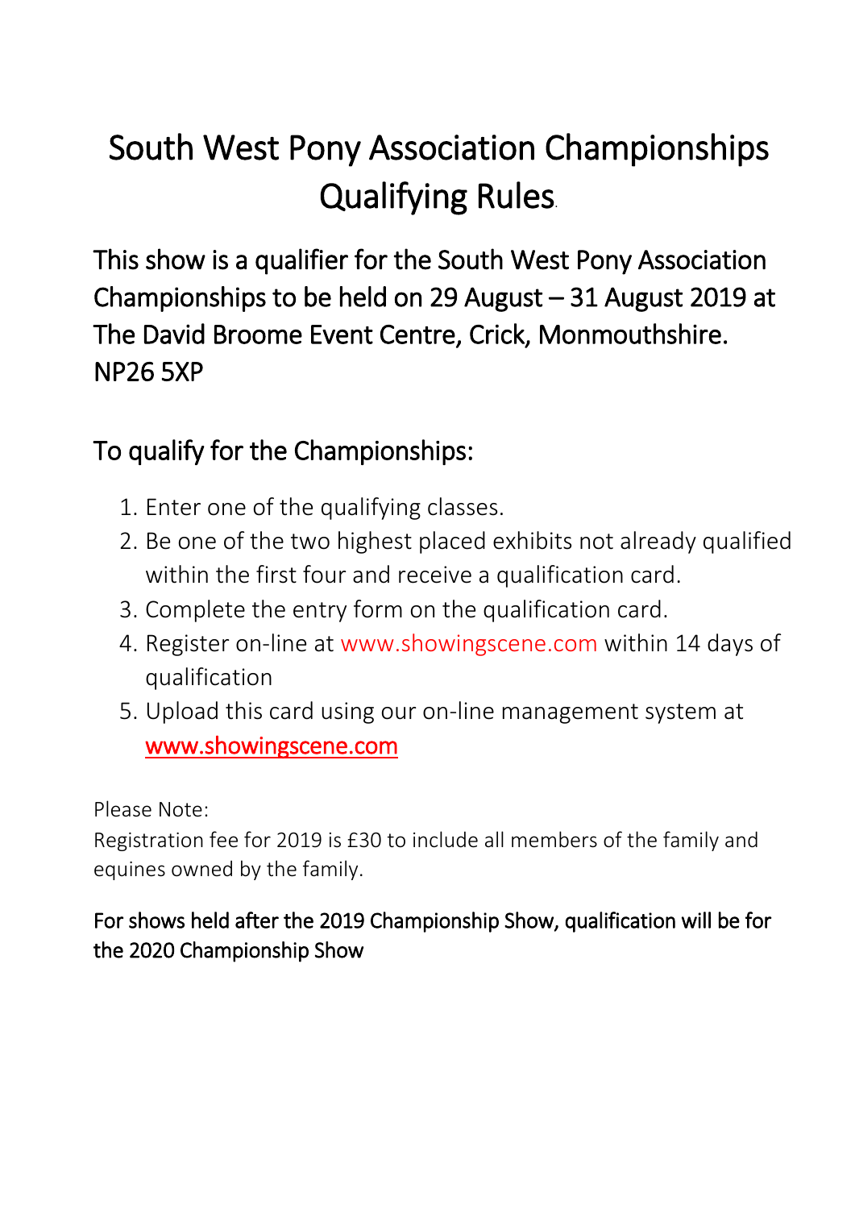# South West Pony Association Championships Qualifying Rules

This show is a qualifier for the South West Pony Association Championships to be held on 29 August – 31 August 2019 at The David Broome Event Centre, Crick, Monmouthshire. NP26 5XP

## To qualify for the Championships:

1. Enter one of the qualifying classes.
2. Be one of the two highest placed exhibits not already qualified within the first four and receive a qualification card.
3. Complete the entry form on the qualification card.
4. Register on-line at www.showingscene.com within 14 days of qualification
5. Upload this card using our on-line management system at www.showingscene.com

Please Note:
Registration fee for 2019 is £30 to include all members of the family and equines owned by the family.

For shows held after the 2019 Championship Show, qualification will be for the 2020 Championship Show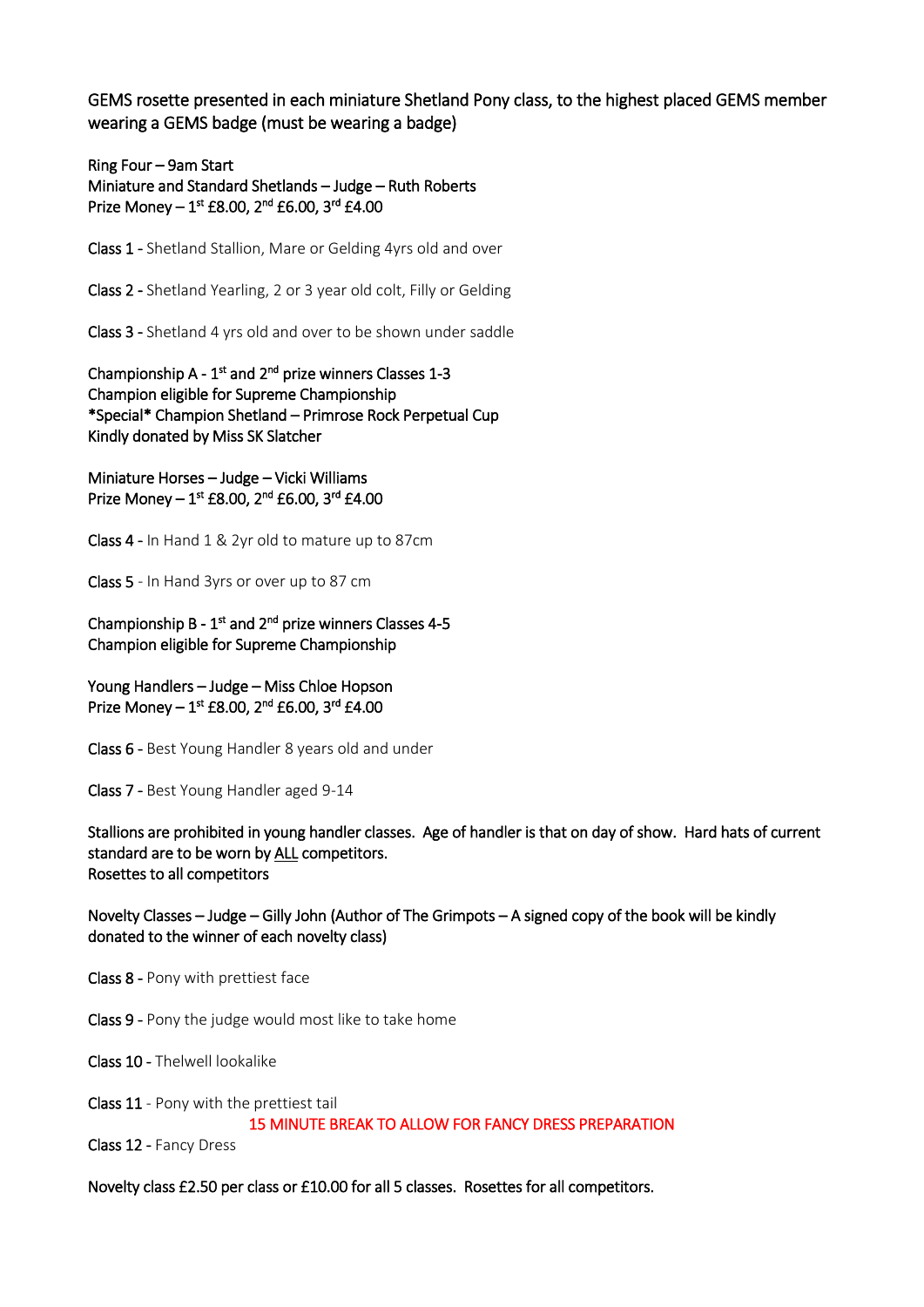GEMS rosette presented in each miniature Shetland Pony class, to the highest placed GEMS member wearing a GEMS badge (must be wearing a badge)

Ring Four – 9am Start
Miniature and Standard Shetlands – Judge – Ruth Roberts
Prize Money – 1st £8.00, 2nd £6.00, 3rd £4.00

Class 1 - Shetland Stallion, Mare or Gelding 4yrs old and over

Class 2 - Shetland Yearling, 2 or 3 year old colt, Filly or Gelding

Class 3 - Shetland 4 yrs old and over to be shown under saddle

Championship A - 1st and 2nd prize winners Classes 1-3
Champion eligible for Supreme Championship
*Special* Champion Shetland – Primrose Rock Perpetual Cup
Kindly donated by Miss SK Slatcher

Miniature Horses – Judge – Vicki Williams
Prize Money – 1st £8.00, 2nd £6.00, 3rd £4.00

Class 4 - In Hand 1 & 2yr old to mature up to 87cm

Class 5 - In Hand 3yrs or over up to 87 cm

Championship B - 1st and 2nd prize winners Classes 4-5
Champion eligible for Supreme Championship

Young Handlers – Judge – Miss Chloe Hopson
Prize Money – 1st £8.00, 2nd £6.00, 3rd £4.00

Class 6 - Best Young Handler 8 years old and under

Class 7 - Best Young Handler aged 9-14

Stallions are prohibited in young handler classes. Age of handler is that on day of show. Hard hats of current standard are to be worn by ALL competitors.
Rosettes to all competitors

Novelty Classes – Judge – Gilly John (Author of The Grimpots – A signed copy of the book will be kindly donated to the winner of each novelty class)

Class 8 - Pony with prettiest face

Class 9 - Pony the judge would most like to take home

Class 10 - Thelwell lookalike

Class 11 - Pony with the prettiest tail

15 MINUTE BREAK TO ALLOW FOR FANCY DRESS PREPARATION

Class 12 - Fancy Dress

Novelty class £2.50 per class or £10.00 for all 5 classes. Rosettes for all competitors.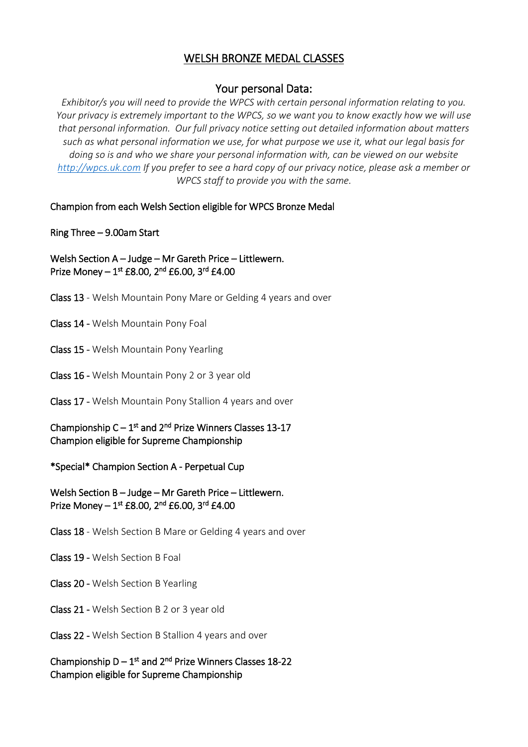## WELSH BRONZE MEDAL CLASSES

### Your personal Data:

*Exhibitor/s you will need to provide the WPCS with certain personal information relating to you. Your privacy is extremely important to the WPCS, so we want you to know exactly how we will use that personal information. Our full privacy notice setting out detailed information about matters such as what personal information we use, for what purpose we use it, what our legal basis for doing so is and who we share your personal information with, can be viewed on our website [http://wpcs.uk.com](http://wpcs.uk.com) If you prefer to see a hard copy of our privacy notice, please ask a member or WPCS staff to provide you with the same.*

Champion from each Welsh Section eligible for WPCS Bronze Medal

Ring Three – 9.00am Start

Welsh Section A – Judge – Mr Gareth Price – Littlewern.
Prize Money – 1st £8.00, 2nd £6.00, 3rd £4.00

Class 13 - Welsh Mountain Pony Mare or Gelding 4 years and over

Class 14 - Welsh Mountain Pony Foal

Class 15 - Welsh Mountain Pony Yearling

Class 16 - Welsh Mountain Pony 2 or 3 year old

Class 17 - Welsh Mountain Pony Stallion 4 years and over

Championship C – 1st and 2nd Prize Winners Classes 13-17
Champion eligible for Supreme Championship

*Special* Champion Section A - Perpetual Cup

Welsh Section B – Judge – Mr Gareth Price – Littlewern.
Prize Money – 1st £8.00, 2nd £6.00, 3rd £4.00

Class 18 - Welsh Section B Mare or Gelding 4 years and over

Class 19 - Welsh Section B Foal

Class 20 - Welsh Section B Yearling

Class 21 - Welsh Section B 2 or 3 year old

Class 22 - Welsh Section B Stallion 4 years and over

Championship D – 1st and 2nd Prize Winners Classes 18-22
Champion eligible for Supreme Championship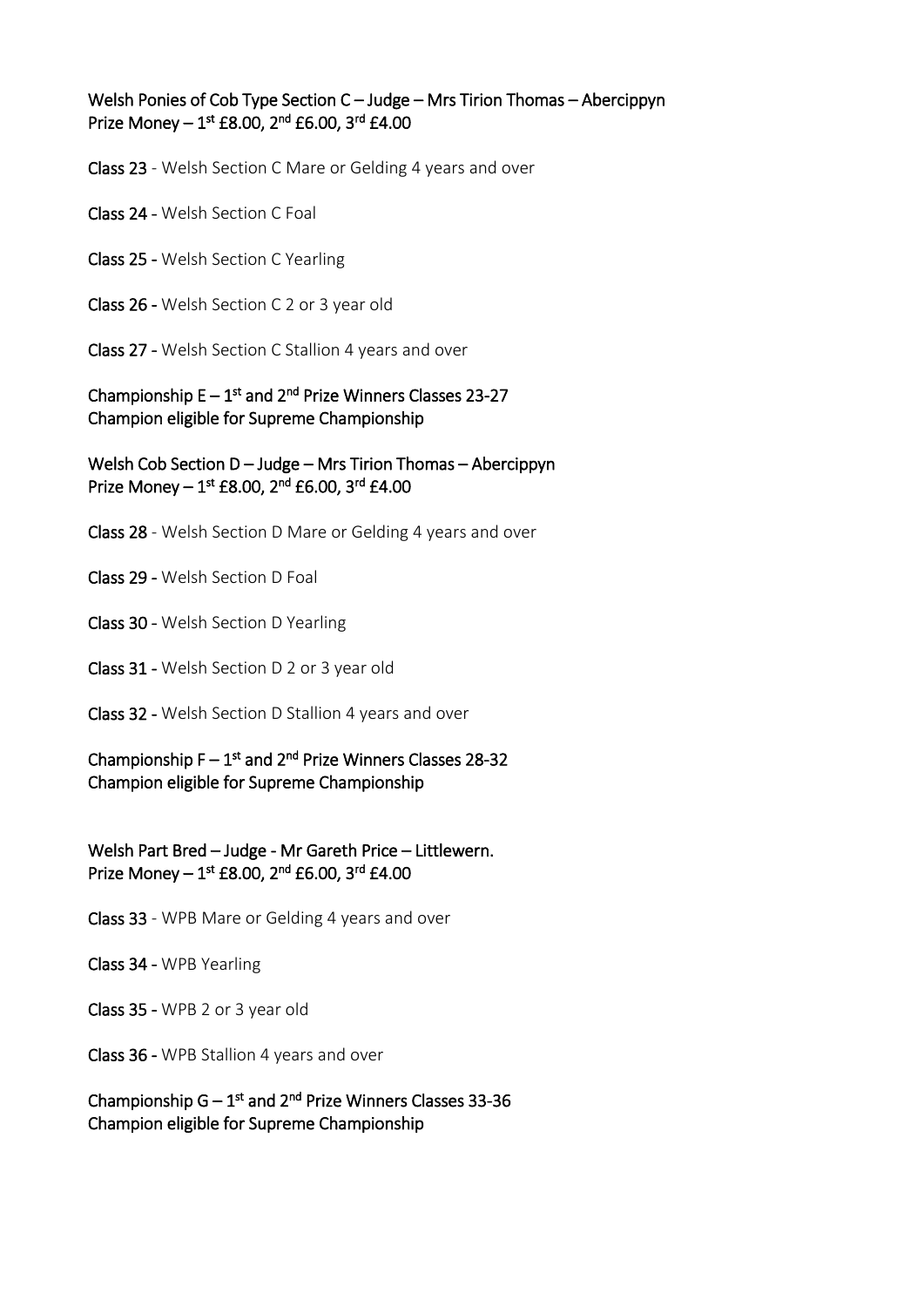**Welsh Ponies of Cob Type Section C – Judge – Mrs Tirion Thomas – Abercippyn**
**Prize Money – 1st £8.00, 2nd £6.00, 3rd £4.00**

**Class 23** - Welsh Section C Mare or Gelding 4 years and over

**Class 24** - Welsh Section C Foal

**Class 25** - Welsh Section C Yearling

**Class 26** - Welsh Section C 2 or 3 year old

**Class 27** - Welsh Section C Stallion 4 years and over

**Championship E – 1st and 2nd Prize Winners Classes 23-27**
**Champion eligible for Supreme Championship**

**Welsh Cob Section D – Judge – Mrs Tirion Thomas – Abercippyn**
**Prize Money – 1st £8.00, 2nd £6.00, 3rd £4.00**

**Class 28** - Welsh Section D Mare or Gelding 4 years and over

**Class 29** - Welsh Section D Foal

**Class 30** - Welsh Section D Yearling

**Class 31** - Welsh Section D 2 or 3 year old

**Class 32** - Welsh Section D Stallion 4 years and over

**Championship F – 1st and 2nd Prize Winners Classes 28-32**
**Champion eligible for Supreme Championship**

**Welsh Part Bred – Judge - Mr Gareth Price – Littlewern.**
**Prize Money – 1st £8.00, 2nd £6.00, 3rd £4.00**

**Class 33** - WPB Mare or Gelding 4 years and over

**Class 34** - WPB Yearling

**Class 35** - WPB 2 or 3 year old

**Class 36** - WPB Stallion 4 years and over

**Championship G – 1st and 2nd Prize Winners Classes 33-36**
**Champion eligible for Supreme Championship**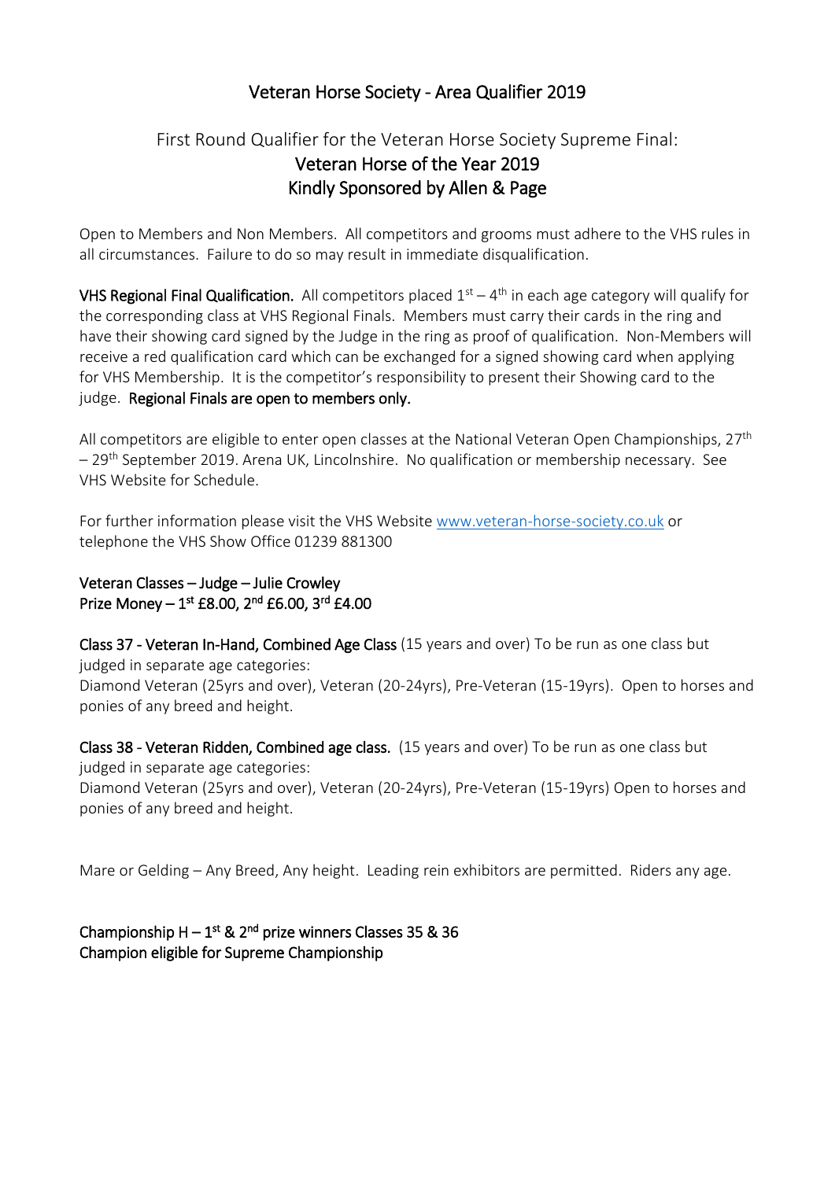# Veteran Horse Society - Area Qualifier 2019

## First Round Qualifier for the Veteran Horse Society Supreme Final:
## Veteran Horse of the Year 2019
## Kindly Sponsored by Allen & Page

Open to Members and Non Members. All competitors and grooms must adhere to the VHS rules in all circumstances. Failure to do so may result in immediate disqualification.

**VHS Regional Final Qualification.** All competitors placed 1st – 4th in each age category will qualify for the corresponding class at VHS Regional Finals. Members must carry their cards in the ring and have their showing card signed by the Judge in the ring as proof of qualification. Non-Members will receive a red qualification card which can be exchanged for a signed showing card when applying for VHS Membership. It is the competitor's responsibility to present their Showing card to the judge. **Regional Finals are open to members only.**

All competitors are eligible to enter open classes at the National Veteran Open Championships, 27th – 29th September 2019. Arena UK, Lincolnshire. No qualification or membership necessary. See VHS Website for Schedule.

For further information please visit the VHS Website www.veteran-horse-society.co.uk or telephone the VHS Show Office 01239 881300

**Veteran Classes – Judge – Julie Crowley**
**Prize Money – 1st £8.00, 2nd £6.00, 3rd £4.00**

**Class 37 - Veteran In-Hand, Combined Age Class** (15 years and over) To be run as one class but judged in separate age categories:
Diamond Veteran (25yrs and over), Veteran (20-24yrs), Pre-Veteran (15-19yrs). Open to horses and ponies of any breed and height.

**Class 38 - Veteran Ridden, Combined age class.** (15 years and over) To be run as one class but judged in separate age categories:
Diamond Veteran (25yrs and over), Veteran (20-24yrs), Pre-Veteran (15-19yrs) Open to horses and ponies of any breed and height.

Mare or Gelding – Any Breed, Any height. Leading rein exhibitors are permitted. Riders any age.

**Championship H – 1st & 2nd prize winners Classes 35 & 36**
**Champion eligible for Supreme Championship**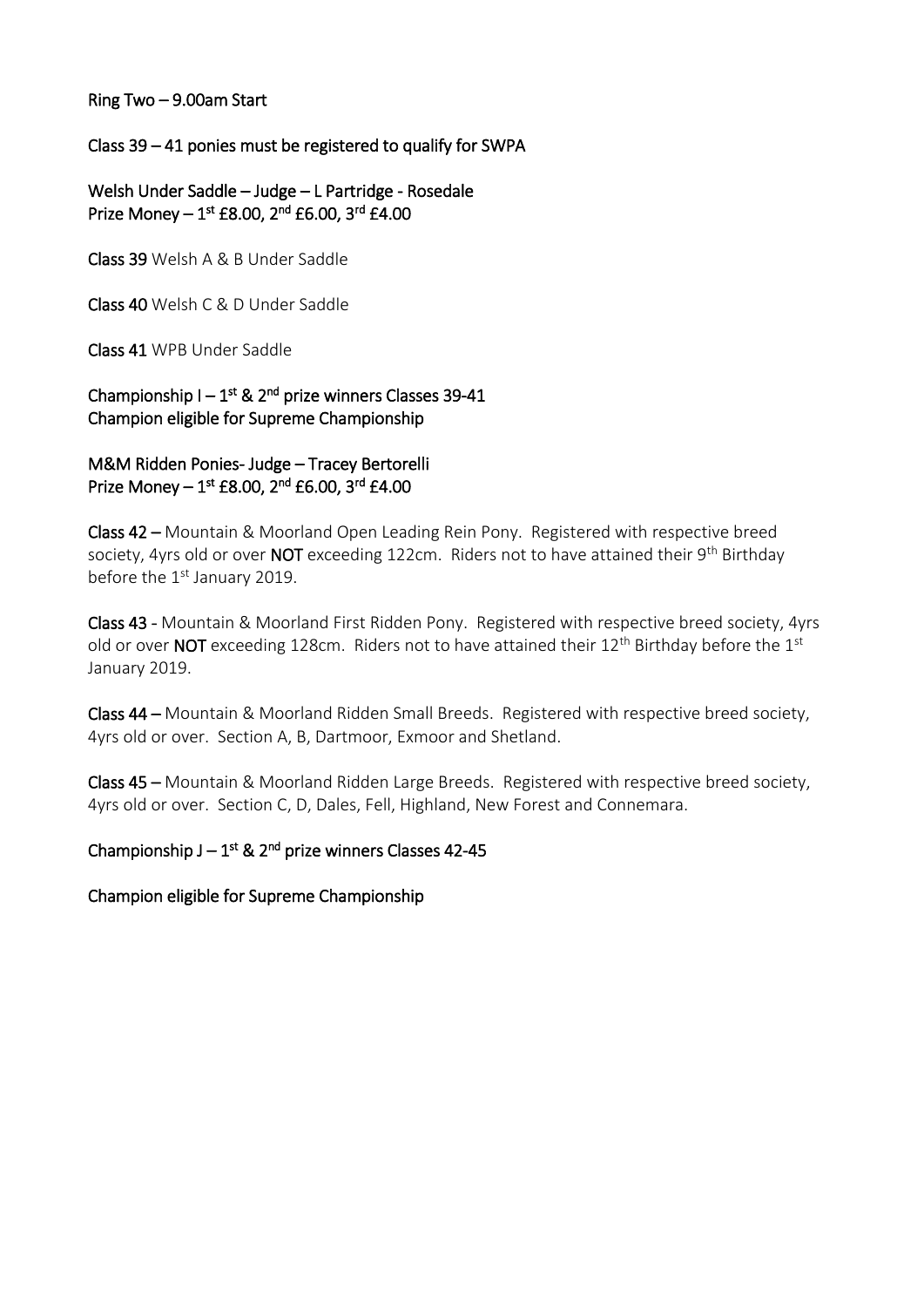**Ring Two – 9.00am Start**

**Class 39 – 41 ponies must be registered to qualify for SWPA**

**Welsh Under Saddle – Judge – L Partridge - Rosedale**
**Prize Money – 1st £8.00, 2nd £6.00, 3rd £4.00**

**Class 39** Welsh A & B Under Saddle

**Class 40** Welsh C & D Under Saddle

**Class 41** WPB Under Saddle

**Championship I – 1st & 2nd prize winners Classes 39-41**
**Champion eligible for Supreme Championship**

**M&M Ridden Ponies- Judge – Tracey Bertorelli**
**Prize Money – 1st £8.00, 2nd £6.00, 3rd £4.00**

**Class 42 –** Mountain & Moorland Open Leading Rein Pony. Registered with respective breed society, 4yrs old or over **NOT** exceeding 122cm. Riders not to have attained their 9th Birthday before the 1st January 2019.

**Class 43 -** Mountain & Moorland First Ridden Pony. Registered with respective breed society, 4yrs old or over **NOT** exceeding 128cm. Riders not to have attained their 12th Birthday before the 1st January 2019.

**Class 44 –** Mountain & Moorland Ridden Small Breeds. Registered with respective breed society, 4yrs old or over. Section A, B, Dartmoor, Exmoor and Shetland.

**Class 45 –** Mountain & Moorland Ridden Large Breeds. Registered with respective breed society, 4yrs old or over. Section C, D, Dales, Fell, Highland, New Forest and Connemara.

**Championship J – 1st & 2nd prize winners Classes 42-45**

**Champion eligible for Supreme Championship**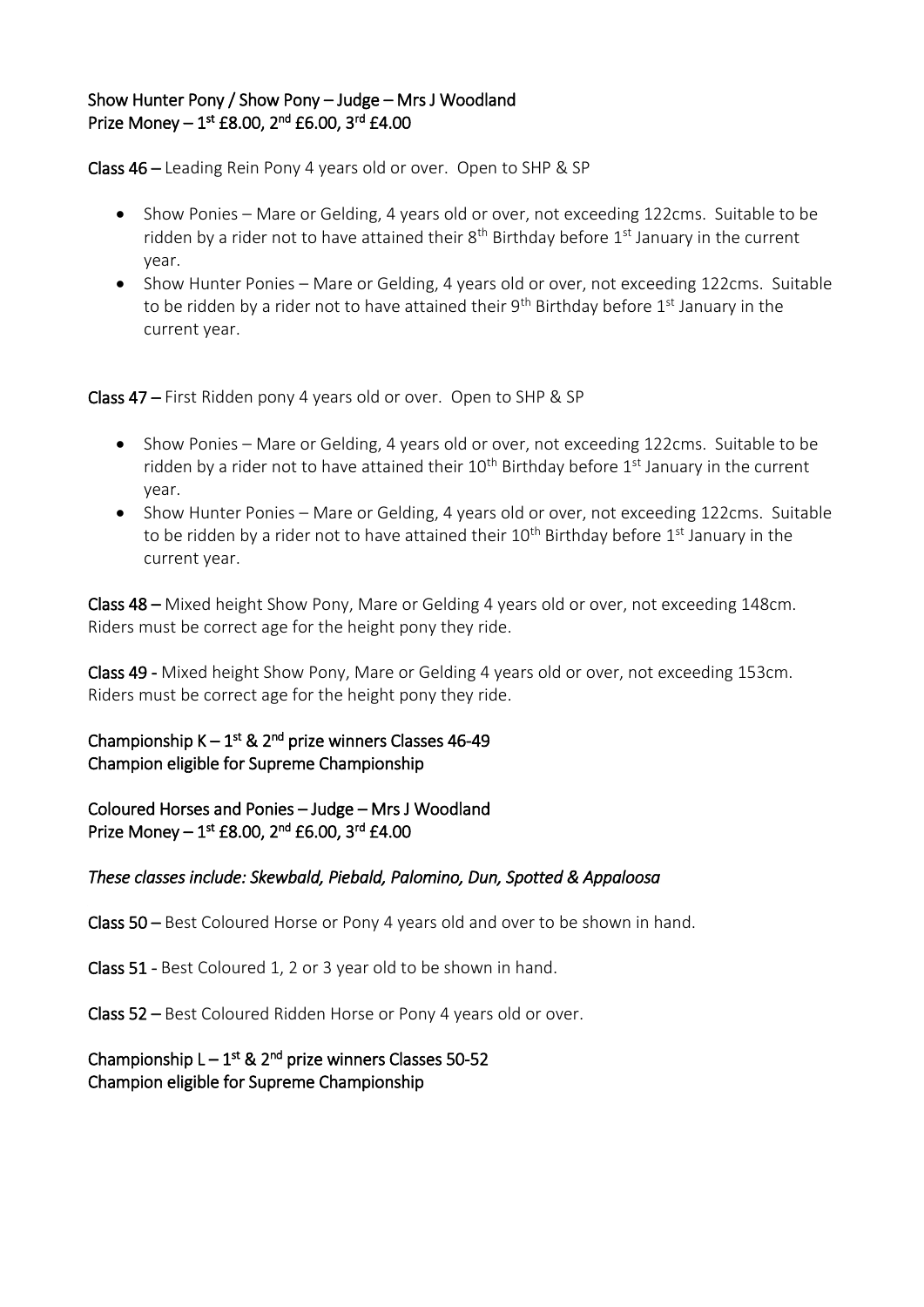**Show Hunter Pony / Show Pony – Judge – Mrs J Woodland**
**Prize Money – 1st £8.00, 2nd £6.00, 3rd £4.00**

**Class 46 –** Leading Rein Pony 4 years old or over. Open to SHP & SP

- Show Ponies – Mare or Gelding, 4 years old or over, not exceeding 122cms. Suitable to be ridden by a rider not to have attained their 8th Birthday before 1st January in the current year.
- Show Hunter Ponies – Mare or Gelding, 4 years old or over, not exceeding 122cms. Suitable to be ridden by a rider not to have attained their 9th Birthday before 1st January in the current year.

**Class 47 –** First Ridden pony 4 years old or over. Open to SHP & SP

- Show Ponies – Mare or Gelding, 4 years old or over, not exceeding 122cms. Suitable to be ridden by a rider not to have attained their 10th Birthday before 1st January in the current year.
- Show Hunter Ponies – Mare or Gelding, 4 years old or over, not exceeding 122cms. Suitable to be ridden by a rider not to have attained their 10th Birthday before 1st January in the current year.

**Class 48 –** Mixed height Show Pony, Mare or Gelding 4 years old or over, not exceeding 148cm. Riders must be correct age for the height pony they ride.

**Class 49 -** Mixed height Show Pony, Mare or Gelding 4 years old or over, not exceeding 153cm. Riders must be correct age for the height pony they ride.

**Championship K – 1st & 2nd prize winners Classes 46-49**
**Champion eligible for Supreme Championship**

**Coloured Horses and Ponies – Judge – Mrs J Woodland**
**Prize Money – 1st £8.00, 2nd £6.00, 3rd £4.00**

*These classes include: Skewbald, Piebald, Palomino, Dun, Spotted & Appaloosa*

**Class 50 –** Best Coloured Horse or Pony 4 years old and over to be shown in hand.

**Class 51 -** Best Coloured 1, 2 or 3 year old to be shown in hand.

**Class 52 –** Best Coloured Ridden Horse or Pony 4 years old or over.

**Championship L – 1st & 2nd prize winners Classes 50-52**
**Champion eligible for Supreme Championship**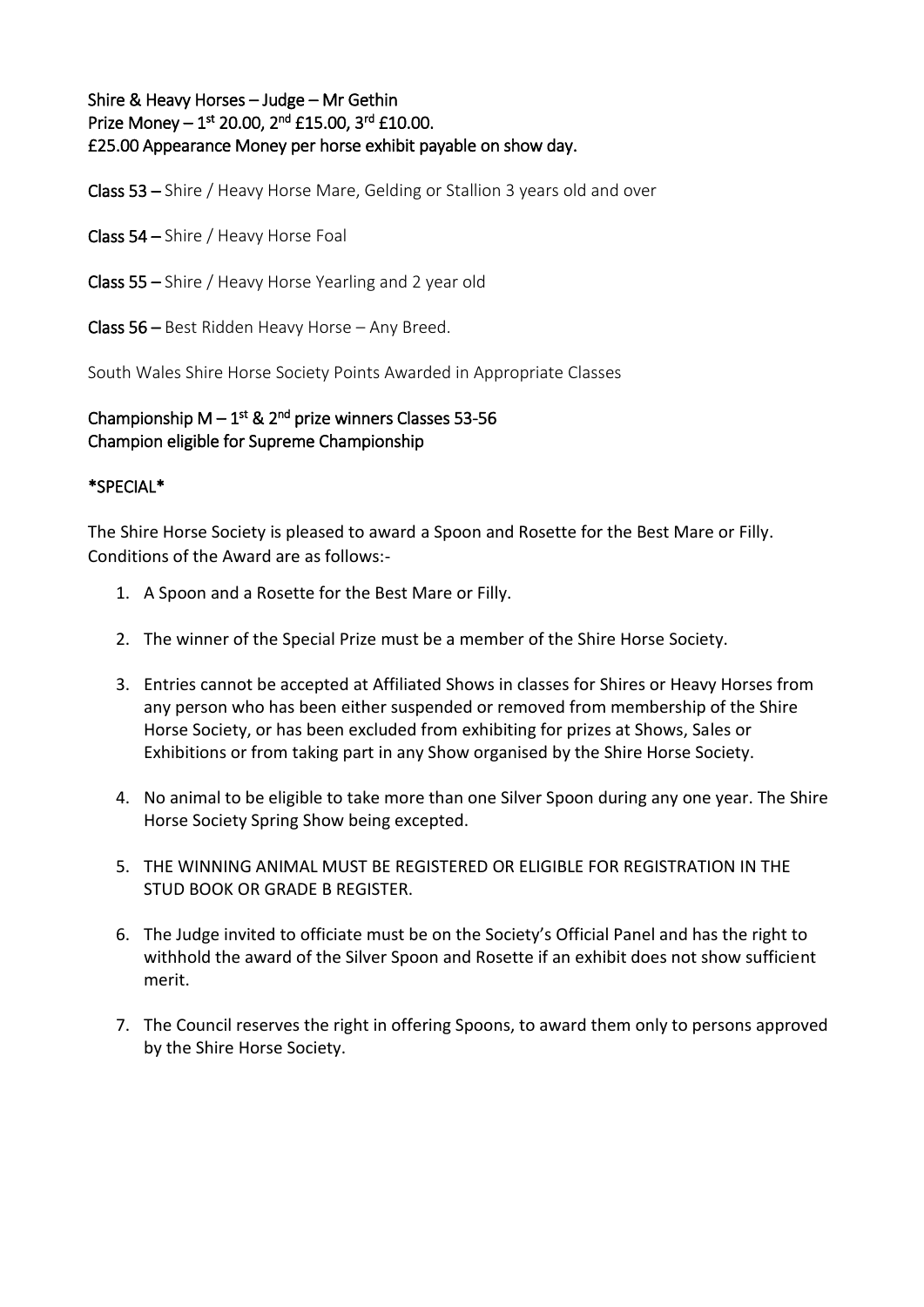**Shire & Heavy Horses – Judge – Mr Gethin**
**Prize Money – 1st 20.00, 2nd £15.00, 3rd £10.00.**
**£25.00 Appearance Money per horse exhibit payable on show day.**

**Class 53 –** Shire / Heavy Horse Mare, Gelding or Stallion 3 years old and over

**Class 54 –** Shire / Heavy Horse Foal

**Class 55 –** Shire / Heavy Horse Yearling and 2 year old

**Class 56 –** Best Ridden Heavy Horse – Any Breed.

South Wales Shire Horse Society Points Awarded in Appropriate Classes

**Championship M – 1st & 2nd prize winners Classes 53-56**
**Champion eligible for Supreme Championship**

**\*SPECIAL\***

The Shire Horse Society is pleased to award a Spoon and Rosette for the Best Mare or Filly. Conditions of the Award are as follows:-

1. A Spoon and a Rosette for the Best Mare or Filly.
2. The winner of the Special Prize must be a member of the Shire Horse Society.
3. Entries cannot be accepted at Affiliated Shows in classes for Shires or Heavy Horses from any person who has been either suspended or removed from membership of the Shire Horse Society, or has been excluded from exhibiting for prizes at Shows, Sales or Exhibitions or from taking part in any Show organised by the Shire Horse Society.
4. No animal to be eligible to take more than one Silver Spoon during any one year. The Shire Horse Society Spring Show being excepted.
5. THE WINNING ANIMAL MUST BE REGISTERED OR ELIGIBLE FOR REGISTRATION IN THE STUD BOOK OR GRADE B REGISTER.
6. The Judge invited to officiate must be on the Society's Official Panel and has the right to withhold the award of the Silver Spoon and Rosette if an exhibit does not show sufficient merit.
7. The Council reserves the right in offering Spoons, to award them only to persons approved by the Shire Horse Society.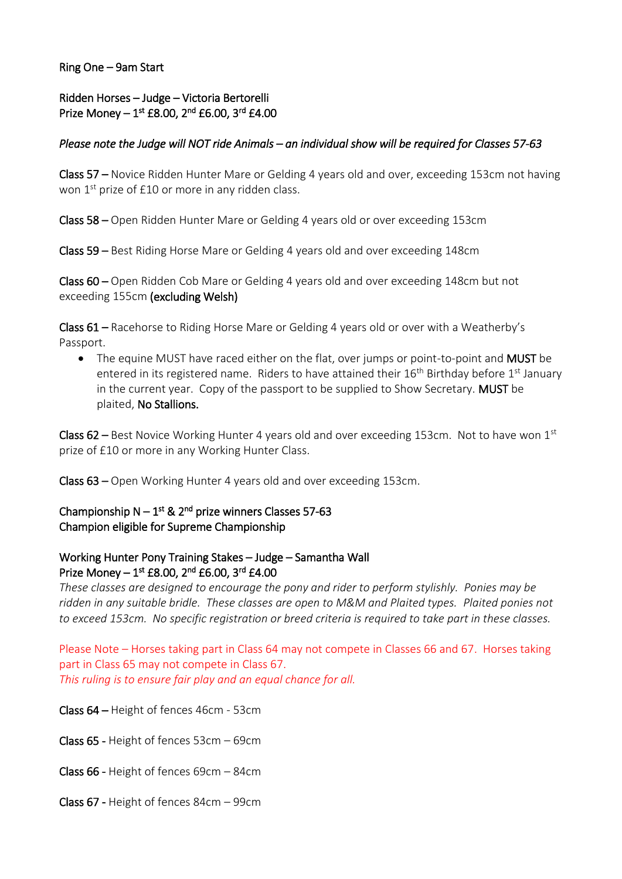Ring One – 9am Start

Ridden Horses – Judge – Victoria Bertorelli
Prize Money – 1st £8.00, 2nd £6.00, 3rd £4.00

*Please note the Judge will NOT ride Animals – an individual show will be required for Classes 57-63*

**Class 57 –** Novice Ridden Hunter Mare or Gelding 4 years old and over, exceeding 153cm not having won 1st prize of £10 or more in any ridden class.

**Class 58 –** Open Ridden Hunter Mare or Gelding 4 years old or over exceeding 153cm

**Class 59 –** Best Riding Horse Mare or Gelding 4 years old and over exceeding 148cm

**Class 60 –** Open Ridden Cob Mare or Gelding 4 years old and over exceeding 148cm but not exceeding 155cm **(excluding Welsh)**

**Class 61 –** Racehorse to Riding Horse Mare or Gelding 4 years old or over with a Weatherby's Passport.

- The equine MUST have raced either on the flat, over jumps or point-to-point and **MUST** be entered in its registered name. Riders to have attained their 16th Birthday before 1st January in the current year. Copy of the passport to be supplied to Show Secretary. **MUST** be plaited, **No Stallions.**

**Class 62 –** Best Novice Working Hunter 4 years old and over exceeding 153cm. Not to have won 1st prize of £10 or more in any Working Hunter Class.

**Class 63 –** Open Working Hunter 4 years old and over exceeding 153cm.

Championship N – 1st & 2nd prize winners Classes 57-63
Champion eligible for Supreme Championship

Working Hunter Pony Training Stakes – Judge – Samantha Wall
Prize Money – 1st £8.00, 2nd £6.00, 3rd £4.00
*These classes are designed to encourage the pony and rider to perform stylishly. Ponies may be ridden in any suitable bridle. These classes are open to M&M and Plaited types. Plaited ponies not to exceed 153cm. No specific registration or breed criteria is required to take part in these classes.*

Please Note – Horses taking part in Class 64 may not compete in Classes 66 and 67. Horses taking part in Class 65 may not compete in Class 67.
*This ruling is to ensure fair play and an equal chance for all.*

**Class 64 –** Height of fences 46cm - 53cm

**Class 65 -** Height of fences 53cm – 69cm

**Class 66 -** Height of fences 69cm – 84cm

**Class 67 -** Height of fences 84cm – 99cm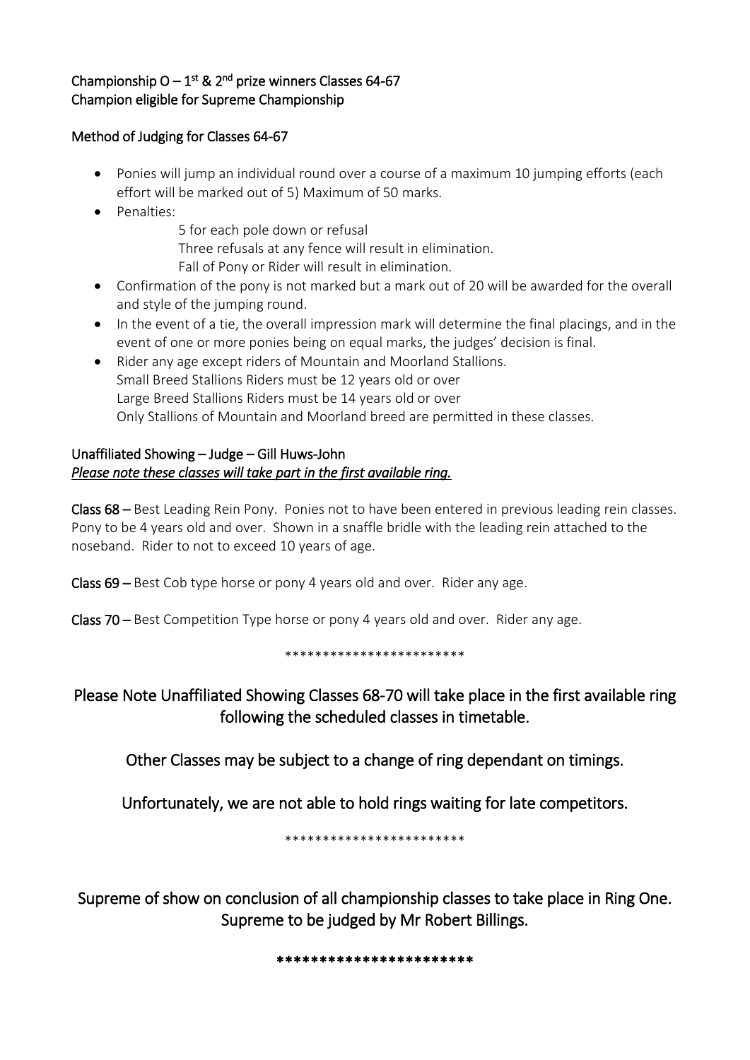Championship O – 1st & 2nd prize winners Classes 64-67
Champion eligible for Supreme Championship

Method of Judging for Classes 64-67

- Ponies will jump an individual round over a course of a maximum 10 jumping efforts (each effort will be marked out of 5) Maximum of 50 marks.
- Penalties:
  5 for each pole down or refusal
  Three refusals at any fence will result in elimination.
  Fall of Pony or Rider will result in elimination.
- Confirmation of the pony is not marked but a mark out of 20 will be awarded for the overall and style of the jumping round.
- In the event of a tie, the overall impression mark will determine the final placings, and in the event of one or more ponies being on equal marks, the judges' decision is final.
- Rider any age except riders of Mountain and Moorland Stallions.
  Small Breed Stallions Riders must be 12 years old or over
  Large Breed Stallions Riders must be 14 years old or over
  Only Stallions of Mountain and Moorland breed are permitted in these classes.

Unaffiliated Showing – Judge – Gill Huws-John
*Please note these classes will take part in the first available ring.*

**Class 68 –** Best Leading Rein Pony. Ponies not to have been entered in previous leading rein classes. Pony to be 4 years old and over. Shown in a snaffle bridle with the leading rein attached to the noseband. Rider to not to exceed 10 years of age.

**Class 69 –** Best Cob type horse or pony 4 years old and over. Rider any age.

**Class 70 –** Best Competition Type horse or pony 4 years old and over. Rider any age.

************************

## Please Note Unaffiliated Showing Classes 68-70 will take place in the first available ring following the scheduled classes in timetable.

## Other Classes may be subject to a change of ring dependant on timings.

## Unfortunately, we are not able to hold rings waiting for late competitors.

************************

## Supreme of show on conclusion of all championship classes to take place in Ring One. Supreme to be judged by Mr Robert Billings.

************************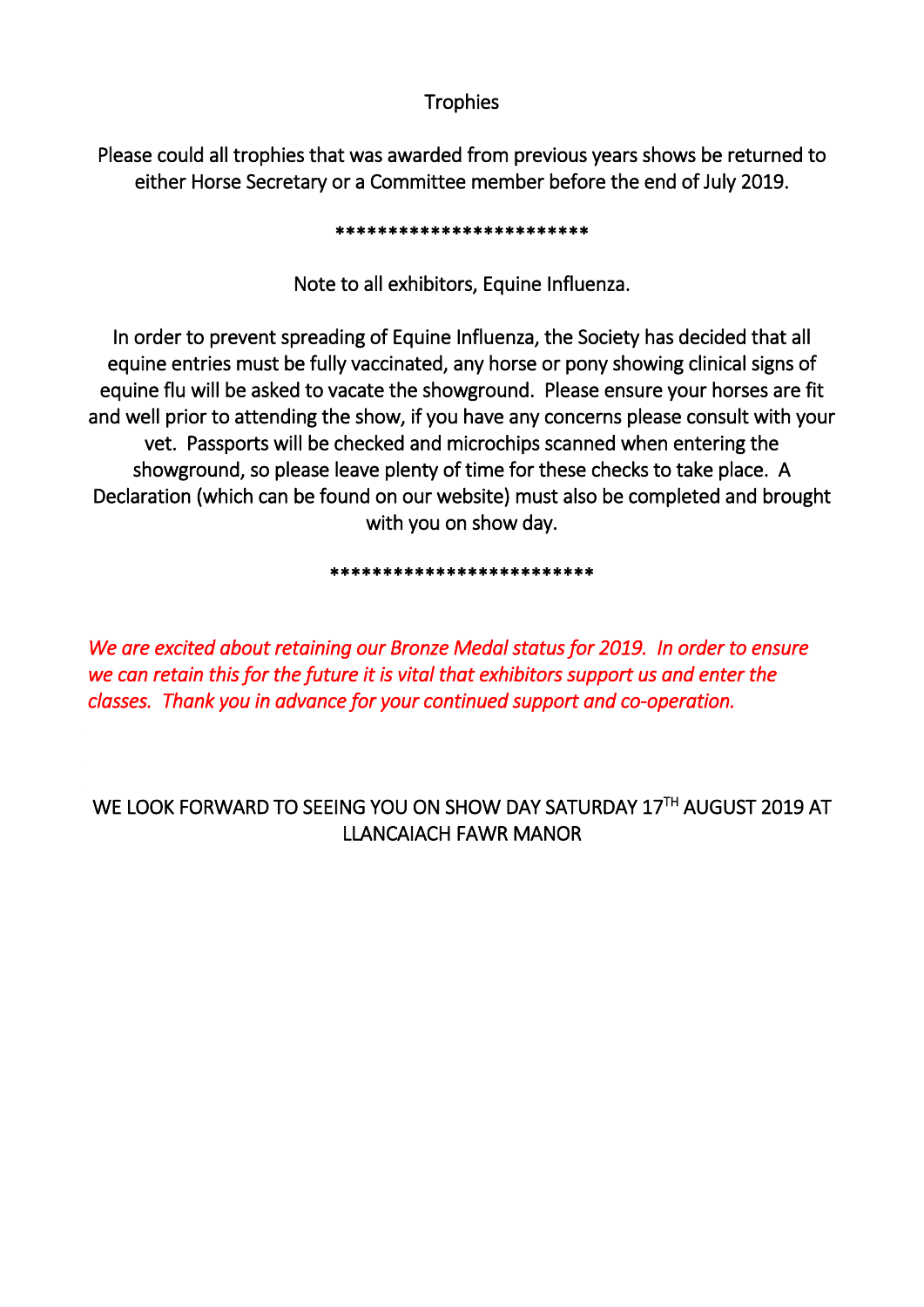## Trophies

Please could all trophies that was awarded from previous years shows be returned to either Horse Secretary or a Committee member before the end of July 2019.

************************

## Note to all exhibitors, Equine Influenza.

In order to prevent spreading of Equine Influenza, the Society has decided that all equine entries must be fully vaccinated, any horse or pony showing clinical signs of equine flu will be asked to vacate the showground. Please ensure your horses are fit and well prior to attending the show, if you have any concerns please consult with your vet. Passports will be checked and microchips scanned when entering the showground, so please leave plenty of time for these checks to take place. A Declaration (which can be found on our website) must also be completed and brought with you on show day.

*************************

*We are excited about retaining our Bronze Medal status for 2019. In order to ensure we can retain this for the future it is vital that exhibitors support us and enter the classes. Thank you in advance for your continued support and co-operation.*

WE LOOK FORWARD TO SEEING YOU ON SHOW DAY SATURDAY 17TH AUGUST 2019 AT LLANCAIACH FAWR MANOR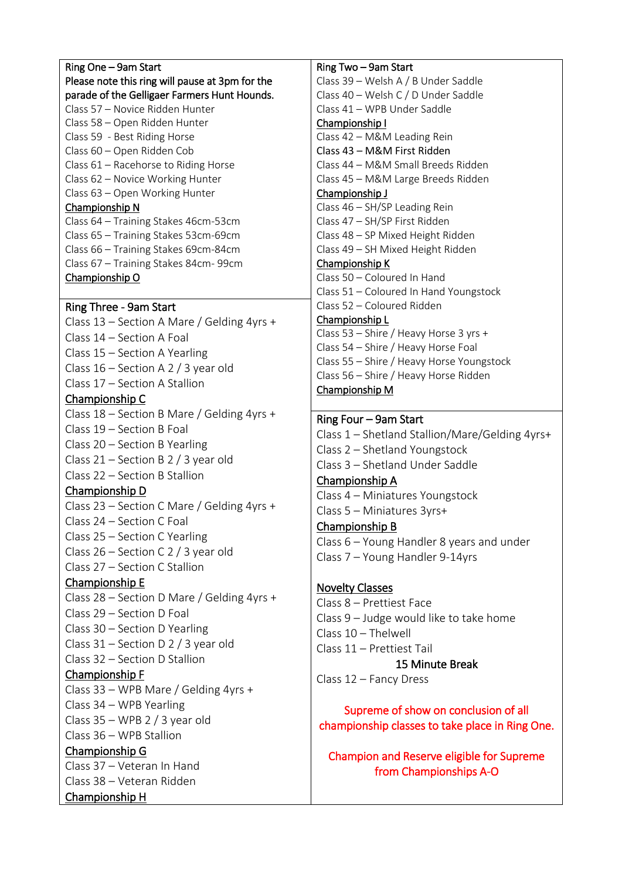## Ring One – 9am Start

Please note this ring will pause at 3pm for the parade of the Gelligaer Farmers Hunt Hounds.

Class 57 – Novice Ridden Hunter
Class 58 – Open Ridden Hunter
Class 59 - Best Riding Horse
Class 60 – Open Ridden Cob
Class 61 – Racehorse to Riding Horse
Class 62 – Novice Working Hunter
Class 63 – Open Working Hunter

**Championship N**

Class 64 – Training Stakes 46cm-53cm
Class 65 – Training Stakes 53cm-69cm
Class 66 – Training Stakes 69cm-84cm
Class 67 – Training Stakes 84cm- 99cm

**Championship O**

## Ring Three - 9am Start

Class 13 – Section A Mare / Gelding 4yrs +
Class 14 – Section A Foal
Class 15 – Section A Yearling
Class 16 – Section A 2 / 3 year old
Class 17 – Section A Stallion

**Championship C**

Class 18 – Section B Mare / Gelding 4yrs +
Class 19 – Section B Foal
Class 20 – Section B Yearling
Class 21 – Section B 2 / 3 year old
Class 22 – Section B Stallion

**Championship D**

Class 23 – Section C Mare / Gelding 4yrs +
Class 24 – Section C Foal
Class 25 – Section C Yearling
Class 26 – Section C 2 / 3 year old
Class 27 – Section C Stallion

**Championship E**

Class 28 – Section D Mare / Gelding 4yrs +
Class 29 – Section D Foal
Class 30 – Section D Yearling
Class 31 – Section D 2 / 3 year old
Class 32 – Section D Stallion

**Championship F**

Class 33 – WPB Mare / Gelding 4yrs +
Class 34 – WPB Yearling
Class 35 – WPB 2 / 3 year old
Class 36 – WPB Stallion

**Championship G**

Class 37 – Veteran In Hand
Class 38 – Veteran Ridden

**Championship H**

## Ring Two – 9am Start

Class 39 – Welsh A / B Under Saddle
Class 40 – Welsh C / D Under Saddle
Class 41 – WPB Under Saddle

**Championship I**

Class 42 – M&M Leading Rein
Class 43 – M&M First Ridden
Class 44 – M&M Small Breeds Ridden
Class 45 – M&M Large Breeds Ridden

**Championship J**

Class 46 – SH/SP Leading Rein
Class 47 – SH/SP First Ridden
Class 48 – SP Mixed Height Ridden
Class 49 – SH Mixed Height Ridden

**Championship K**

Class 50 – Coloured In Hand
Class 51 – Coloured In Hand Youngstock
Class 52 – Coloured Ridden

**Championship L**

Class 53 – Shire / Heavy Horse 3 yrs +
Class 54 – Shire / Heavy Horse Foal
Class 55 – Shire / Heavy Horse Youngstock
Class 56 – Shire / Heavy Horse Ridden

**Championship M**

## Ring Four – 9am Start

Class 1 – Shetland Stallion/Mare/Gelding 4yrs+
Class 2 – Shetland Youngstock
Class 3 – Shetland Under Saddle

**Championship A**

Class 4 – Miniatures Youngstock
Class 5 – Miniatures 3yrs+

**Championship B**

Class 6 – Young Handler 8 years and under
Class 7 – Young Handler 9-14yrs

**Novelty Classes**

Class 8 – Prettiest Face
Class 9 – Judge would like to take home
Class 10 – Thelwell
Class 11 – Prettiest Tail

15 Minute Break

Class 12 – Fancy Dress

Supreme of show on conclusion of all championship classes to take place in Ring One.

Champion and Reserve eligible for Supreme from Championships A-O